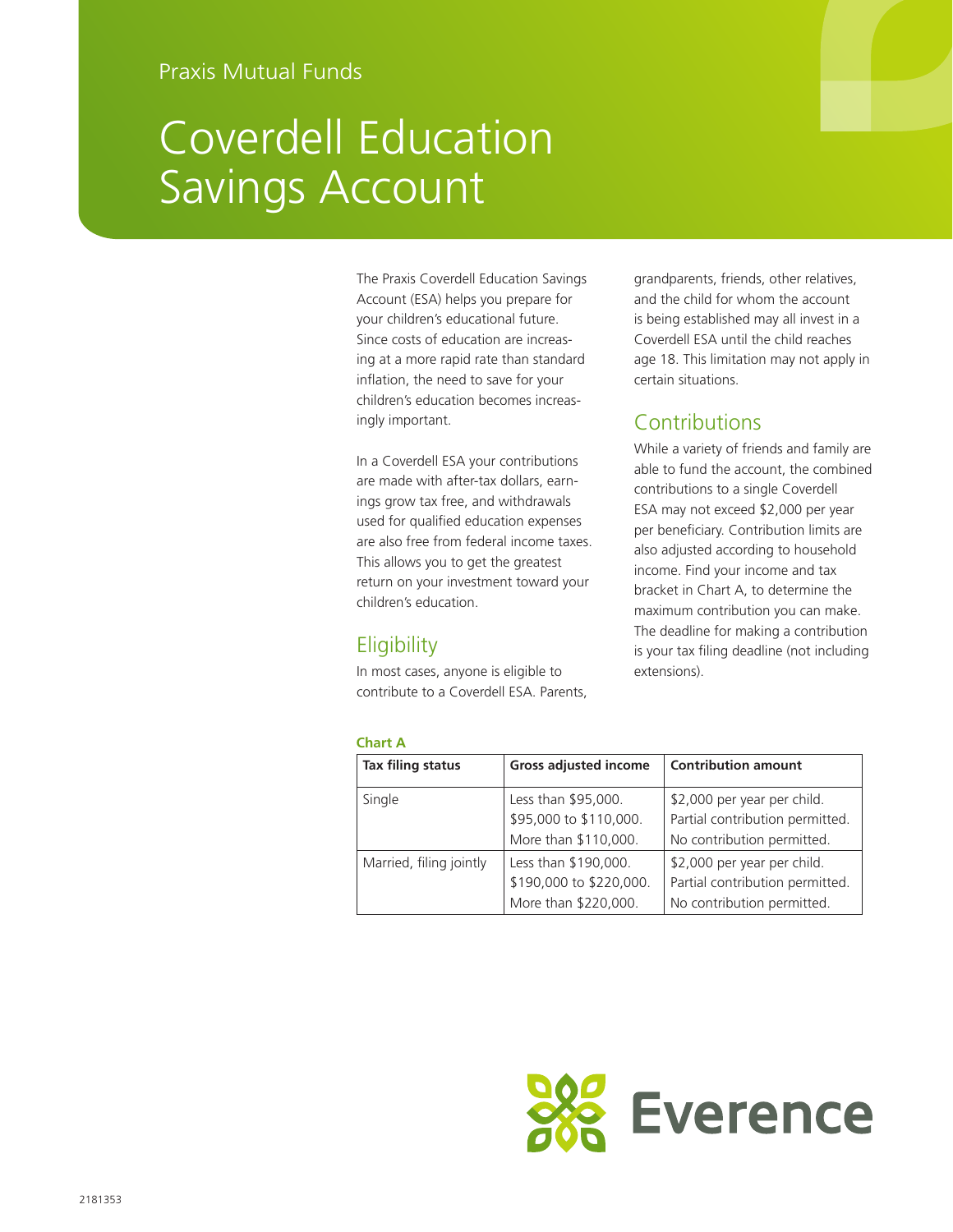Praxis Mutual Funds

# Coverdell Education Savings Account

The Praxis Coverdell Education Savings Account (ESA) helps you prepare for your children's educational future. Since costs of education are increasing at a more rapid rate than standard inflation, the need to save for your children's education becomes increasingly important.

In a Coverdell ESA your contributions are made with after-tax dollars, earnings grow tax free, and withdrawals used for qualified education expenses are also free from federal income taxes. This allows you to get the greatest return on your investment toward your children's education.

## Eligibility

In most cases, anyone is eligible to contribute to a Coverdell ESA. Parents, grandparents, friends, other relatives, and the child for whom the account is being established may all invest in a Coverdell ESA until the child reaches age 18. This limitation may not apply in certain situations.

## Contributions

While a variety of friends and family are able to fund the account, the combined contributions to a single Coverdell ESA may not exceed $2,000 per year per beneficiary. Contribution limits are also adjusted according to household income. Find your income and tax bracket in Chart A, to determine the maximum contribution you can make. The deadline for making a contribution is your tax filing deadline (not including extensions).

**Chart A**

| Tax filing status | Gross adjusted income | Contribution amount |
|---|---|---|
| Single | Less than $95,000. | $2,000 per year per child. |
| | $95,000 to $110,000. | Partial contribution permitted. |
| | More than $110,000. | No contribution permitted. |
| Married, filing jointly | Less than $190,000. | $2,000 per year per child. |
| | $190,000 to $220,000. | Partial contribution permitted. |
| | More than $220,000. | No contribution permitted. |

Everence

2181353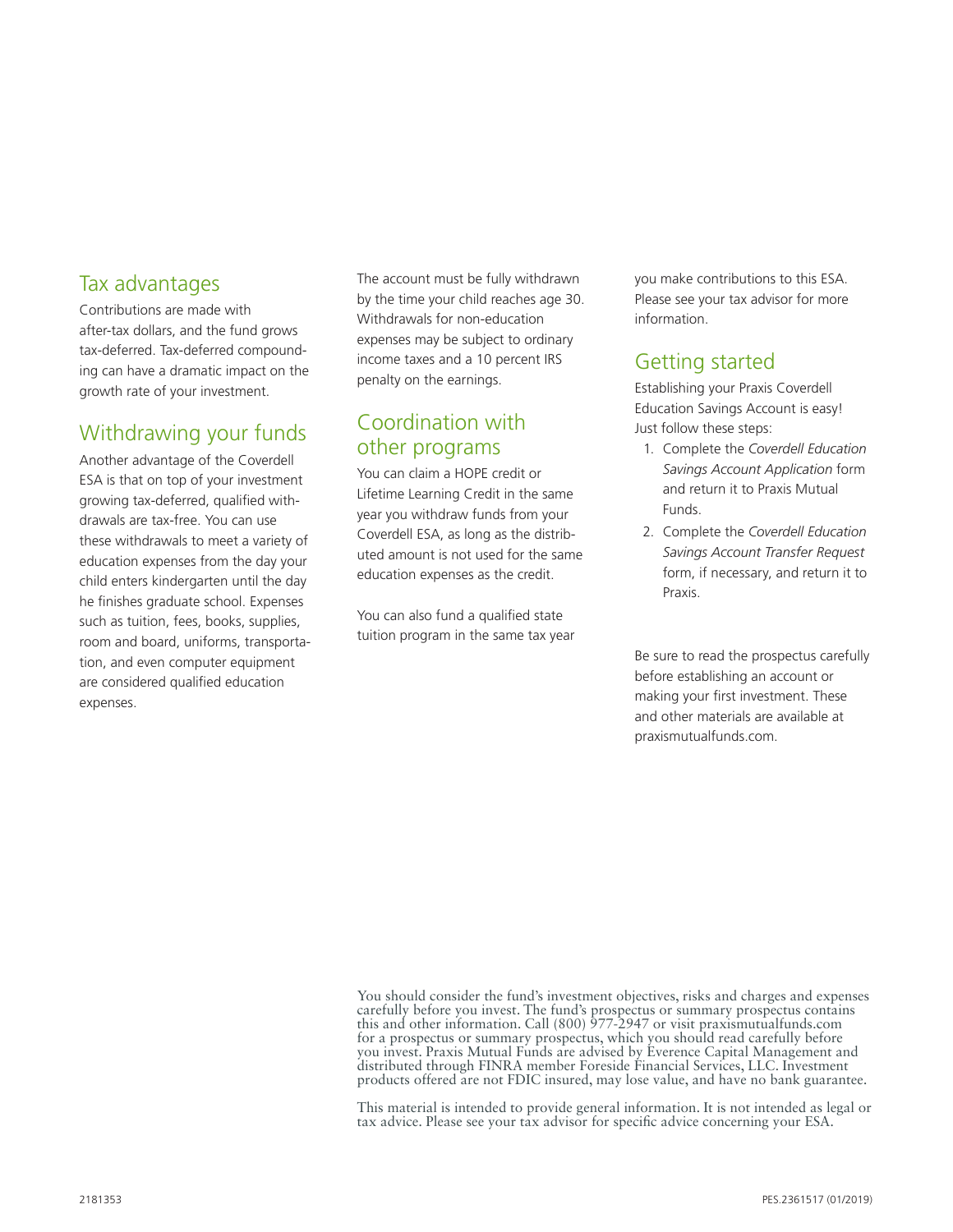## Tax advantages

Contributions are made with after-tax dollars, and the fund grows tax-deferred. Tax-deferred compounding can have a dramatic impact on the growth rate of your investment.

## Withdrawing your funds

Another advantage of the Coverdell ESA is that on top of your investment growing tax-deferred, qualified withdrawals are tax-free. You can use these withdrawals to meet a variety of education expenses from the day your child enters kindergarten until the day he finishes graduate school. Expenses such as tuition, fees, books, supplies, room and board, uniforms, transportation, and even computer equipment are considered qualified education expenses.

The account must be fully withdrawn by the time your child reaches age 30. Withdrawals for non-education expenses may be subject to ordinary income taxes and a 10 percent IRS penalty on the earnings.

## Coordination with other programs

You can claim a HOPE credit or Lifetime Learning Credit in the same year you withdraw funds from your Coverdell ESA, as long as the distributed amount is not used for the same education expenses as the credit.

You can also fund a qualified state tuition program in the same tax year you make contributions to this ESA. Please see your tax advisor for more information.

## Getting started

Establishing your Praxis Coverdell Education Savings Account is easy! Just follow these steps:

1. Complete the *Coverdell Education Savings Account Application* form and return it to Praxis Mutual Funds.
2. Complete the *Coverdell Education Savings Account Transfer Request* form, if necessary, and return it to Praxis.

Be sure to read the prospectus carefully before establishing an account or making your first investment. These and other materials are available at praxismutualfunds.com.

You should consider the fund's investment objectives, risks and charges and expenses carefully before you invest. The fund's prospectus or summary prospectus contains this and other information. Call (800) 977-2947 or visit praxismutualfunds.com for a prospectus or summary prospectus, which you should read carefully before you invest. Praxis Mutual Funds are advised by Everence Capital Management and distributed through FINRA member Foreside Financial Services, LLC. Investment products offered are not FDIC insured, may lose value, and have no bank guarantee.

This material is intended to provide general information. It is not intended as legal or tax advice. Please see your tax advisor for specific advice concerning your ESA.

2181353

PES.2361517 (01/2019)